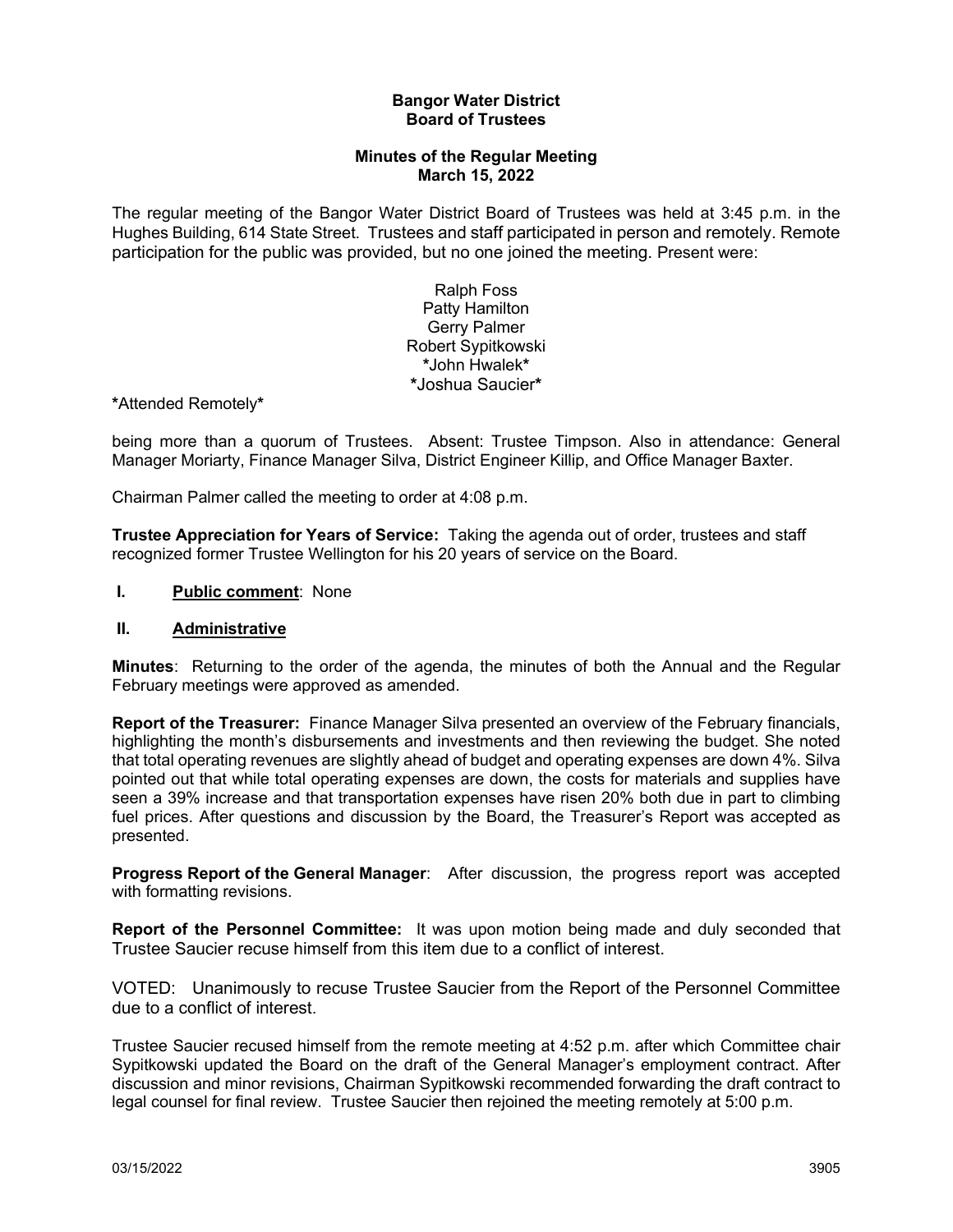**Bangor Water District**
**Board of Trustees**

**Minutes of the Regular Meeting**
**March 15, 2022**

The regular meeting of the Bangor Water District Board of Trustees was held at 3:45 p.m. in the Hughes Building, 614 State Street. Trustees and staff participated in person and remotely. Remote participation for the public was provided, but no one joined the meeting. Present were:

Ralph Foss
Patty Hamilton
Gerry Palmer
Robert Sypitkowski
*John Hwalek*
*Joshua Saucier*

*Attended Remotely*

being more than a quorum of Trustees. Absent: Trustee Timpson. Also in attendance: General Manager Moriarty, Finance Manager Silva, District Engineer Killip, and Office Manager Baxter.

Chairman Palmer called the meeting to order at 4:08 p.m.

**Trustee Appreciation for Years of Service:** Taking the agenda out of order, trustees and staff recognized former Trustee Wellington for his 20 years of service on the Board.

**I. Public comment**: None

**II. Administrative**

**Minutes**: Returning to the order of the agenda, the minutes of both the Annual and the Regular February meetings were approved as amended.

**Report of the Treasurer:** Finance Manager Silva presented an overview of the February financials, highlighting the month's disbursements and investments and then reviewing the budget. She noted that total operating revenues are slightly ahead of budget and operating expenses are down 4%. Silva pointed out that while total operating expenses are down, the costs for materials and supplies have seen a 39% increase and that transportation expenses have risen 20% both due in part to climbing fuel prices. After questions and discussion by the Board, the Treasurer's Report was accepted as presented.

**Progress Report of the General Manager**: After discussion, the progress report was accepted with formatting revisions.

**Report of the Personnel Committee:** It was upon motion being made and duly seconded that Trustee Saucier recuse himself from this item due to a conflict of interest.

VOTED: Unanimously to recuse Trustee Saucier from the Report of the Personnel Committee due to a conflict of interest.

Trustee Saucier recused himself from the remote meeting at 4:52 p.m. after which Committee chair Sypitkowski updated the Board on the draft of the General Manager's employment contract. After discussion and minor revisions, Chairman Sypitkowski recommended forwarding the draft contract to legal counsel for final review. Trustee Saucier then rejoined the meeting remotely at 5:00 p.m.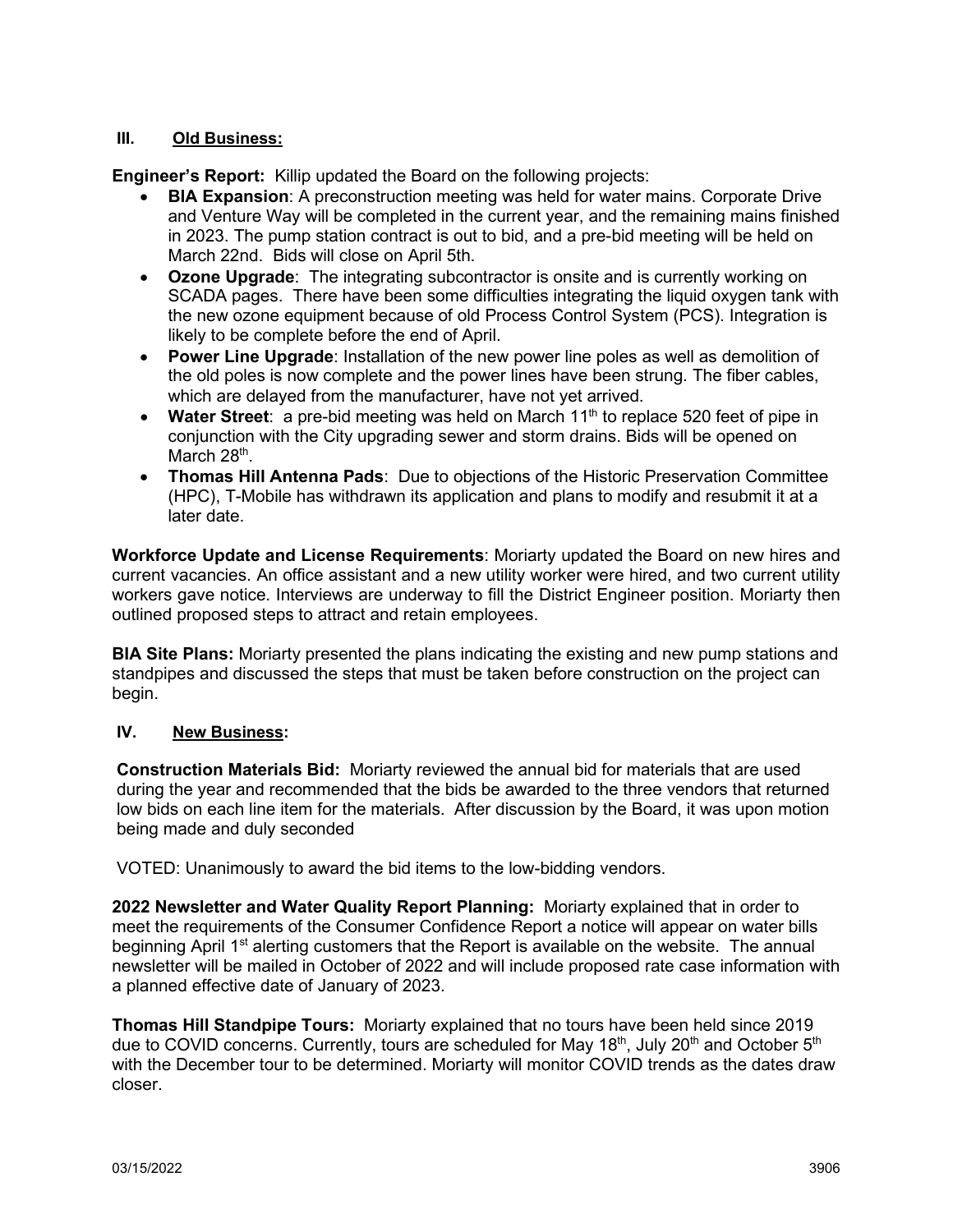## III. Old Business:

**Engineer's Report:** Killip updated the Board on the following projects:

- **BIA Expansion**: A preconstruction meeting was held for water mains. Corporate Drive and Venture Way will be completed in the current year, and the remaining mains finished in 2023. The pump station contract is out to bid, and a pre-bid meeting will be held on March 22nd. Bids will close on April 5th.
- **Ozone Upgrade**: The integrating subcontractor is onsite and is currently working on SCADA pages. There have been some difficulties integrating the liquid oxygen tank with the new ozone equipment because of old Process Control System (PCS). Integration is likely to be complete before the end of April.
- **Power Line Upgrade**: Installation of the new power line poles as well as demolition of the old poles is now complete and the power lines have been strung. The fiber cables, which are delayed from the manufacturer, have not yet arrived.
- **Water Street**: a pre-bid meeting was held on March 11th to replace 520 feet of pipe in conjunction with the City upgrading sewer and storm drains. Bids will be opened on March 28th.
- **Thomas Hill Antenna Pads**: Due to objections of the Historic Preservation Committee (HPC), T-Mobile has withdrawn its application and plans to modify and resubmit it at a later date.

**Workforce Update and License Requirements**: Moriarty updated the Board on new hires and current vacancies. An office assistant and a new utility worker were hired, and two current utility workers gave notice. Interviews are underway to fill the District Engineer position. Moriarty then outlined proposed steps to attract and retain employees.

**BIA Site Plans:** Moriarty presented the plans indicating the existing and new pump stations and standpipes and discussed the steps that must be taken before construction on the project can begin.

## IV. New Business:

**Construction Materials Bid:** Moriarty reviewed the annual bid for materials that are used during the year and recommended that the bids be awarded to the three vendors that returned low bids on each line item for the materials. After discussion by the Board, it was upon motion being made and duly seconded

VOTED: Unanimously to award the bid items to the low-bidding vendors.

**2022 Newsletter and Water Quality Report Planning:** Moriarty explained that in order to meet the requirements of the Consumer Confidence Report a notice will appear on water bills beginning April 1st alerting customers that the Report is available on the website. The annual newsletter will be mailed in October of 2022 and will include proposed rate case information with a planned effective date of January of 2023.

**Thomas Hill Standpipe Tours:** Moriarty explained that no tours have been held since 2019 due to COVID concerns. Currently, tours are scheduled for May 18th, July 20th and October 5th with the December tour to be determined. Moriarty will monitor COVID trends as the dates draw closer.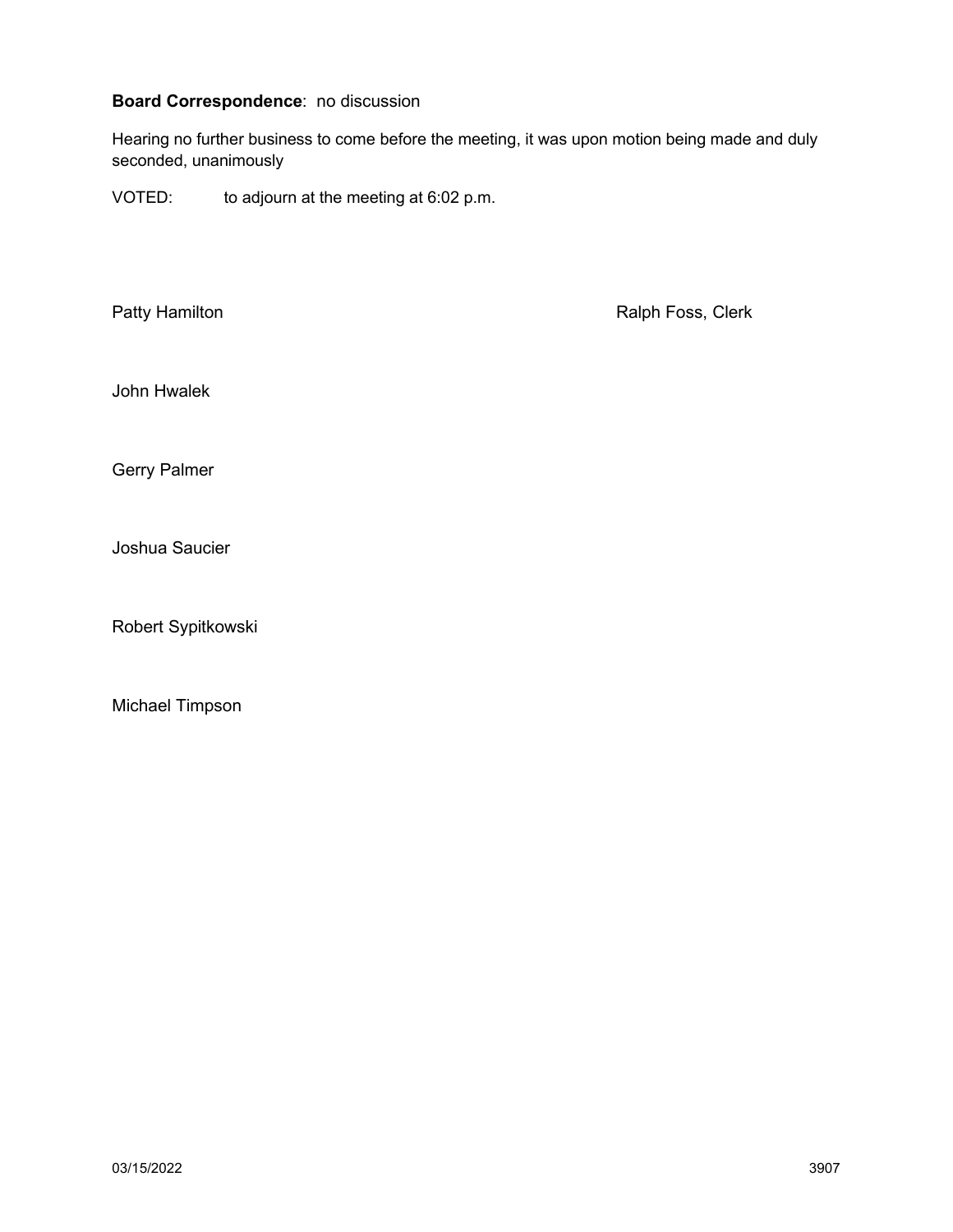**Board Correspondence**: no discussion

Hearing no further business to come before the meeting, it was upon motion being made and duly seconded, unanimously

VOTED: to adjourn at the meeting at 6:02 p.m.

Patty Hamilton

Ralph Foss, Clerk

John Hwalek

Gerry Palmer

Joshua Saucier

Robert Sypitkowski

Michael Timpson